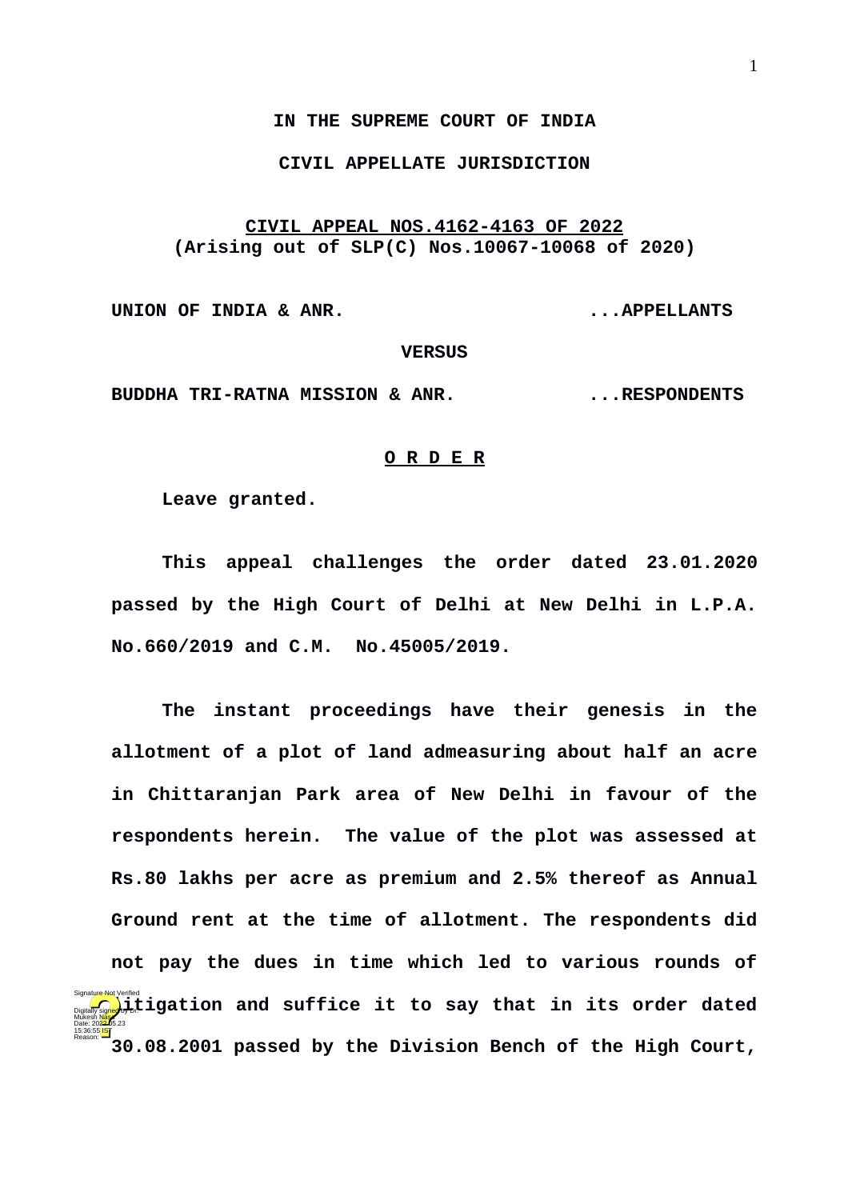**IN THE SUPREME COURT OF INDIA**

**CIVIL APPELLATE JURISDICTION**

**CIVIL APPEAL NOS.4162-4163 OF 2022**
**(Arising out of SLP(C) Nos.10067-10068 of 2020)**

**UNION OF INDIA & ANR. ...APPELLANTS**

**VERSUS**

**BUDDHA TRI-RATNA MISSION & ANR. ...RESPONDENTS**

**O R D E R**

**Leave granted.**

**This appeal challenges the order dated 23.01.2020 passed by the High Court of Delhi at New Delhi in L.P.A. No.660/2019 and C.M. No.45005/2019.**

**The instant proceedings have their genesis in the allotment of a plot of land admeasuring about half an acre in Chittaranjan Park area of New Delhi in favour of the respondents herein. The value of the plot was assessed at Rs.80 lakhs per acre as premium and 2.5% thereof as Annual Ground rent at the time of allotment. The respondents did not pay the dues in time which led to various rounds of litigation and suffice it to say that in its order dated 30.08.2001 passed by the Division Bench of the High Court,**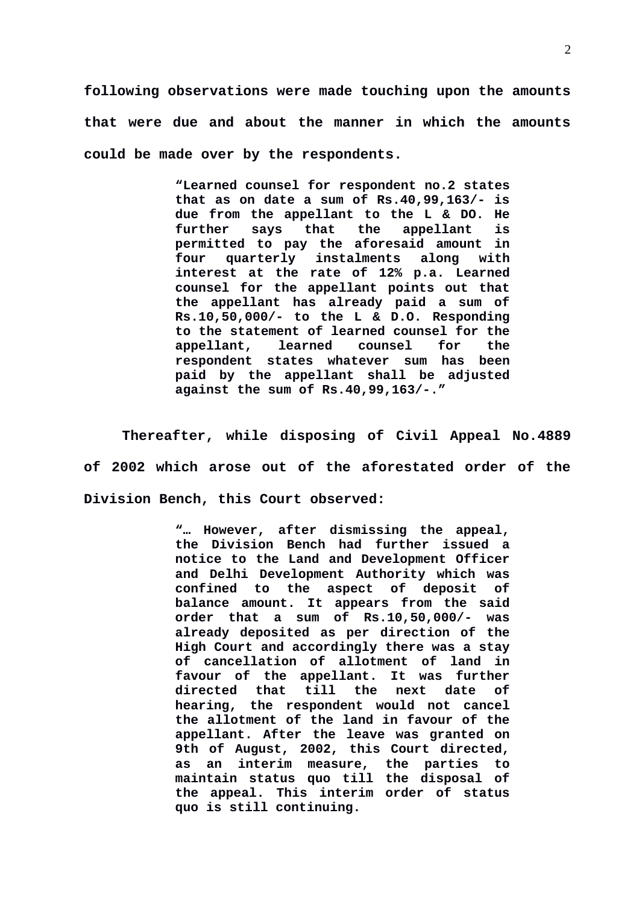**following observations were made touching upon the amounts that were due and about the manner in which the amounts could be made over by the respondents.**

> **"Learned counsel for respondent no.2 states that as on date a sum of Rs.40,99,163/- is due from the appellant to the L & DO. He further says that the appellant is permitted to pay the aforesaid amount in four quarterly instalments along with interest at the rate of 12% p.a. Learned counsel for the appellant points out that the appellant has already paid a sum of Rs.10,50,000/- to the L & D.O. Responding to the statement of learned counsel for the appellant, learned counsel for the respondent states whatever sum has been paid by the appellant shall be adjusted against the sum of Rs.40,99,163/-."**

**Thereafter, while disposing of Civil Appeal No.4889 of 2002 which arose out of the aforestated order of the Division Bench, this Court observed:**

> **"… However, after dismissing the appeal, the Division Bench had further issued a notice to the Land and Development Officer and Delhi Development Authority which was confined to the aspect of deposit of balance amount. It appears from the said order that a sum of Rs.10,50,000/- was already deposited as per direction of the High Court and accordingly there was a stay of cancellation of allotment of land in favour of the appellant. It was further directed that till the next date of hearing, the respondent would not cancel the allotment of the land in favour of the appellant. After the leave was granted on 9th of August, 2002, this Court directed, as an interim measure, the parties to maintain status quo till the disposal of the appeal. This interim order of status quo is still continuing.**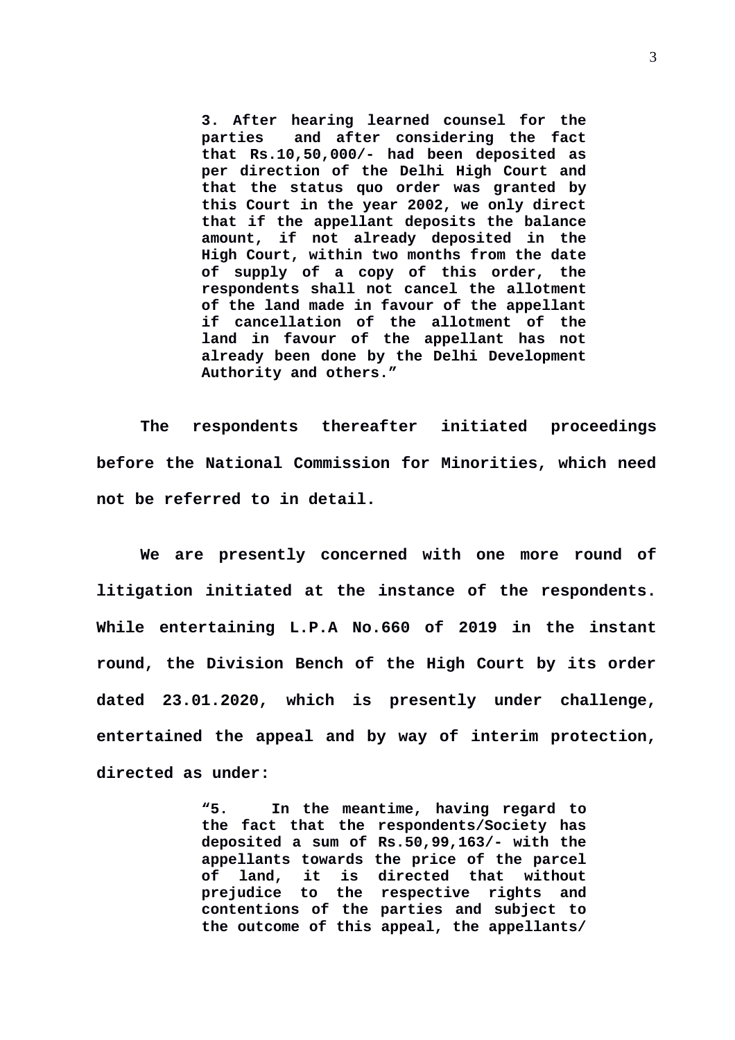> **3. After hearing learned counsel for the parties and after considering the fact that Rs.10,50,000/- had been deposited as per direction of the Delhi High Court and that the status quo order was granted by this Court in the year 2002, we only direct that if the appellant deposits the balance amount, if not already deposited in the High Court, within two months from the date of supply of a copy of this order, the respondents shall not cancel the allotment of the land made in favour of the appellant if cancellation of the allotment of the land in favour of the appellant has not already been done by the Delhi Development Authority and others."**

**The respondents thereafter initiated proceedings before the National Commission for Minorities, which need not be referred to in detail.**

**We are presently concerned with one more round of litigation initiated at the instance of the respondents. While entertaining L.P.A No.660 of 2019 in the instant round, the Division Bench of the High Court by its order dated 23.01.2020, which is presently under challenge, entertained the appeal and by way of interim protection, directed as under:**

> **"5. In the meantime, having regard to the fact that the respondents/Society has deposited a sum of Rs.50,99,163/- with the appellants towards the price of the parcel of land, it is directed that without prejudice to the respective rights and contentions of the parties and subject to the outcome of this appeal, the appellants/**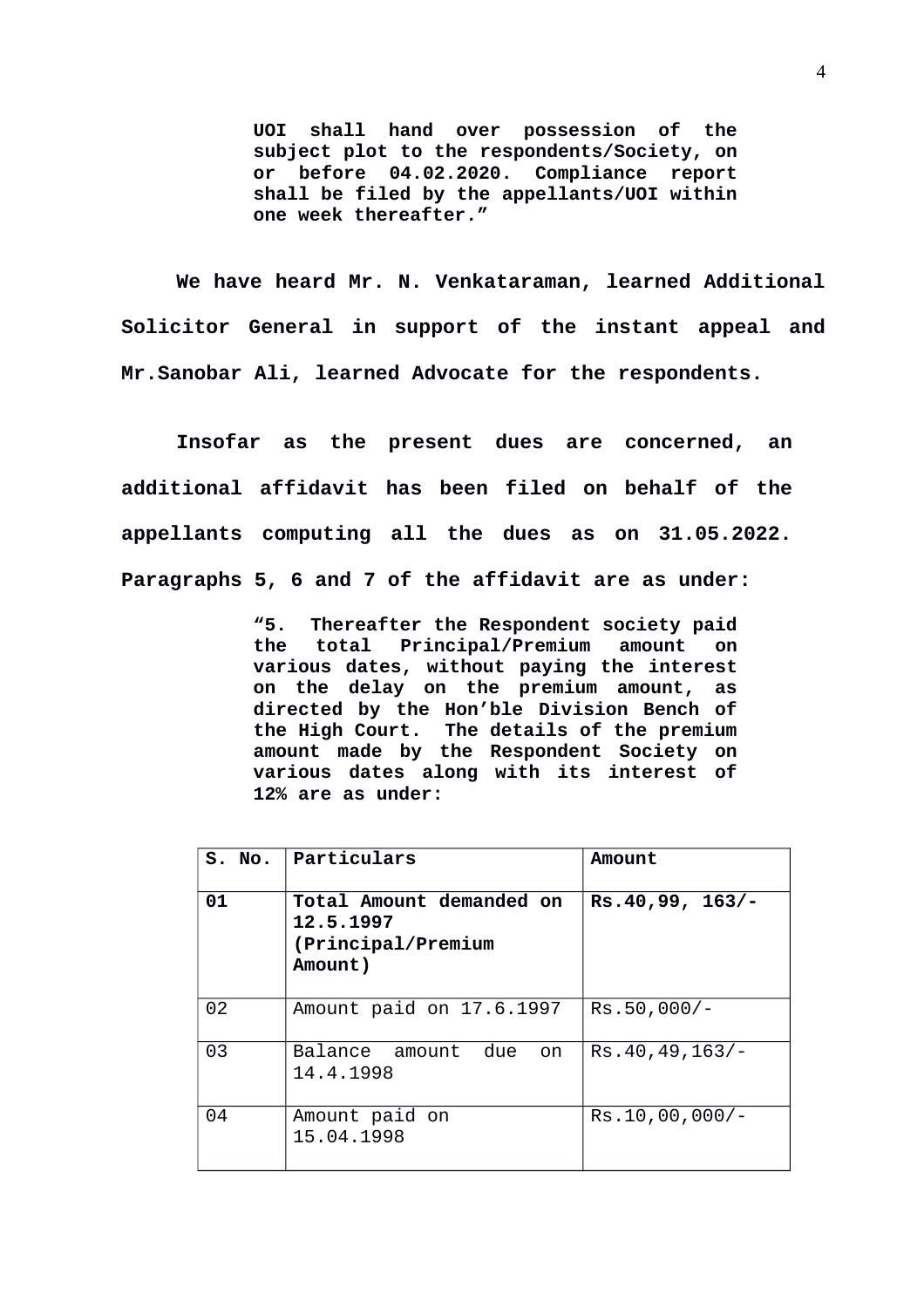**UOI shall hand over possession of the subject plot to the respondents/Society, on or before 04.02.2020. Compliance report shall be filed by the appellants/UOI within one week thereafter."**

**We have heard Mr. N. Venkataraman, learned Additional Solicitor General in support of the instant appeal and Mr.Sanobar Ali, learned Advocate for the respondents.**

**Insofar as the present dues are concerned, an additional affidavit has been filed on behalf of the appellants computing all the dues as on 31.05.2022. Paragraphs 5, 6 and 7 of the affidavit are as under:**

> **"5. Thereafter the Respondent society paid the total Principal/Premium amount on various dates, without paying the interest on the delay on the premium amount, as directed by the Hon'ble Division Bench of the High Court. The details of the premium amount made by the Respondent Society on various dates along with its interest of 12% are as under:**

| S. No. | Particulars | Amount |
|---|---|---|
| **01** | **Total Amount demanded on 12.5.1997 (Principal/Premium Amount)** | **Rs.40,99, 163/-** |
| 02 | Amount paid on 17.6.1997 | Rs.50,000/- |
| 03 | Balance amount due on 14.4.1998 | Rs.40,49,163/- |
| 04 | Amount paid on 15.04.1998 | Rs.10,00,000/- |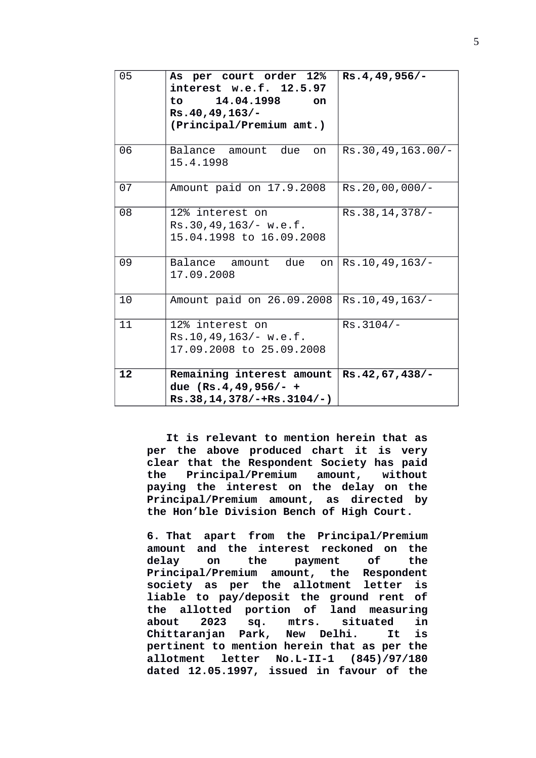| | | |
|---|---|---|
| 05 | **As per court order 12% interest w.e.f. 12.5.97 to 14.04.1998 on Rs.40,49,163/- (Principal/Premium amt.)** | **Rs.4,49,956/-** |
| 06 | Balance amount due on 15.4.1998 | Rs.30,49,163.00/- |
| 07 | Amount paid on 17.9.2008 | Rs.20,00,000/- |
| 08 | 12% interest on Rs.30,49,163/- w.e.f. 15.04.1998 to 16.09.2008 | Rs.38,14,378/- |
| 09 | Balance amount due on 17.09.2008 | Rs.10,49,163/- |
| 10 | Amount paid on 26.09.2008 | Rs.10,49,163/- |
| 11 | 12% interest on Rs.10,49,163/- w.e.f. 17.09.2008 to 25.09.2008 | Rs.3104/- |
| **12** | **Remaining interest amount due (Rs.4,49,956/- + Rs.38,14,378/-+Rs.3104/-)** | **Rs.42,67,438/-** |

**It is relevant to mention herein that as per the above produced chart it is very clear that the Respondent Society has paid the Principal/Premium amount, without paying the interest on the delay on the Principal/Premium amount, as directed by the Hon'ble Division Bench of High Court.**

**6. That apart from the Principal/Premium amount and the interest reckoned on the delay on the payment of the Principal/Premium amount, the Respondent society as per the allotment letter is liable to pay/deposit the ground rent of the allotted portion of land measuring about 2023 sq. mtrs. situated in Chittaranjan Park, New Delhi. It is pertinent to mention herein that as per the allotment letter No.L-II-1 (845)/97/180 dated 12.05.1997, issued in favour of the**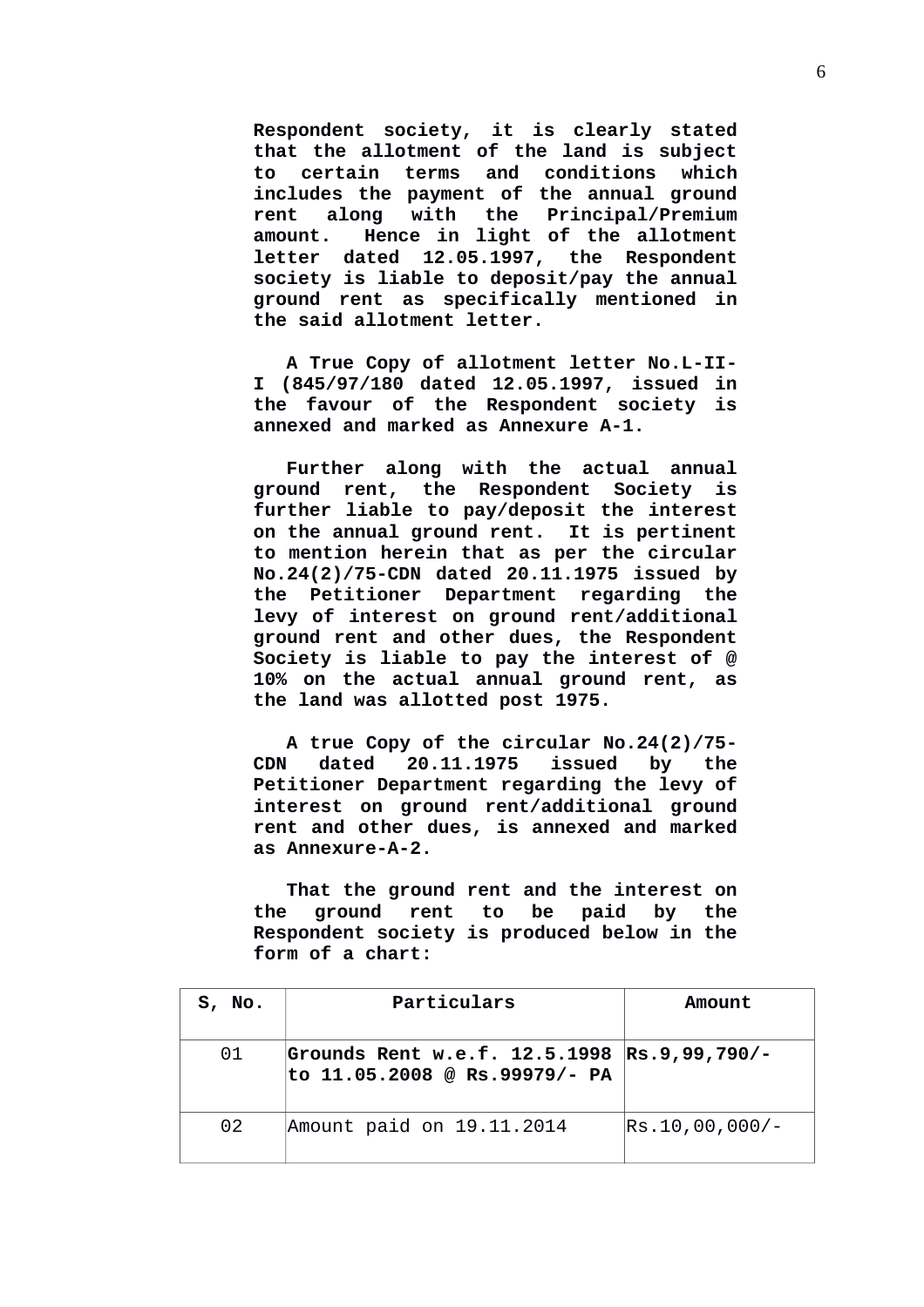**Respondent society, it is clearly stated that the allotment of the land is subject to certain terms and conditions which includes the payment of the annual ground rent along with the Principal/Premium amount. Hence in light of the allotment letter dated 12.05.1997, the Respondent society is liable to deposit/pay the annual ground rent as specifically mentioned in the said allotment letter.**

**A True Copy of allotment letter No.L-II-I (845/97/180 dated 12.05.1997, issued in the favour of the Respondent society is annexed and marked as Annexure A-1.**

**Further along with the actual annual ground rent, the Respondent Society is further liable to pay/deposit the interest on the annual ground rent. It is pertinent to mention herein that as per the circular No.24(2)/75-CDN dated 20.11.1975 issued by the Petitioner Department regarding the levy of interest on ground rent/additional ground rent and other dues, the Respondent Society is liable to pay the interest of @ 10% on the actual annual ground rent, as the land was allotted post 1975.**

**A true Copy of the circular No.24(2)/75-CDN dated 20.11.1975 issued by the Petitioner Department regarding the levy of interest on ground rent/additional ground rent and other dues, is annexed and marked as Annexure-A-2.**

**That the ground rent and the interest on the ground rent to be paid by the Respondent society is produced below in the form of a chart:**

| S, No. | Particulars | Amount |
|---|---|---|
| 01 | **Grounds Rent w.e.f. 12.5.1998 to 11.05.2008 @ Rs.99979/- PA** | **Rs.9,99,790/-** |
| 02 | Amount paid on 19.11.2014 | Rs.10,00,000/- |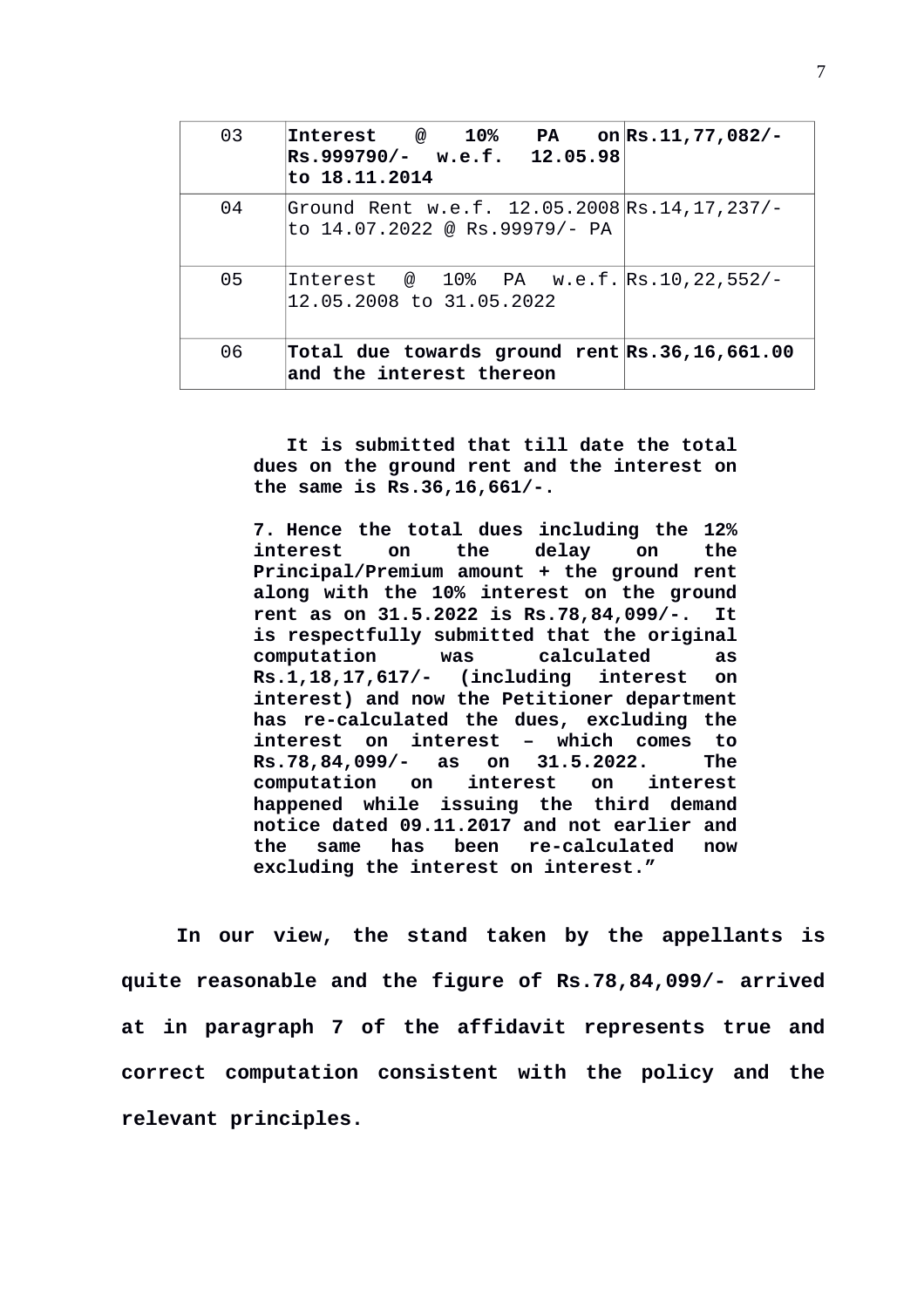| 03 | **Interest @ 10% PA on Rs.999790/- w.e.f. 12.05.98 to 18.11.2014** | **Rs.11,77,082/-** |
|---|---|---|
| 04 | Ground Rent w.e.f. 12.05.2008 to 14.07.2022 @ Rs.99979/- PA | Rs.14,17,237/- |
| 05 | Interest @ 10% PA w.e.f. 12.05.2008 to 31.05.2022 | Rs.10,22,552/- |
| 06 | **Total due towards ground rent and the interest thereon** | **Rs.36,16,661.00** |

> **It is submitted that till date the total dues on the ground rent and the interest on the same is Rs.36,16,661/-.**
>
> **7. Hence the total dues including the 12% interest on the delay on the Principal/Premium amount + the ground rent along with the 10% interest on the ground rent as on 31.5.2022 is Rs.78,84,099/-. It is respectfully submitted that the original computation was calculated as Rs.1,18,17,617/- (including interest on interest) and now the Petitioner department has re-calculated the dues, excluding the interest on interest – which comes to Rs.78,84,099/- as on 31.5.2022. The computation on interest on interest happened while issuing the third demand notice dated 09.11.2017 and not earlier and the same has been re-calculated now excluding the interest on interest."**

**In our view, the stand taken by the appellants is quite reasonable and the figure of Rs.78,84,099/- arrived at in paragraph 7 of the affidavit represents true and correct computation consistent with the policy and the relevant principles.**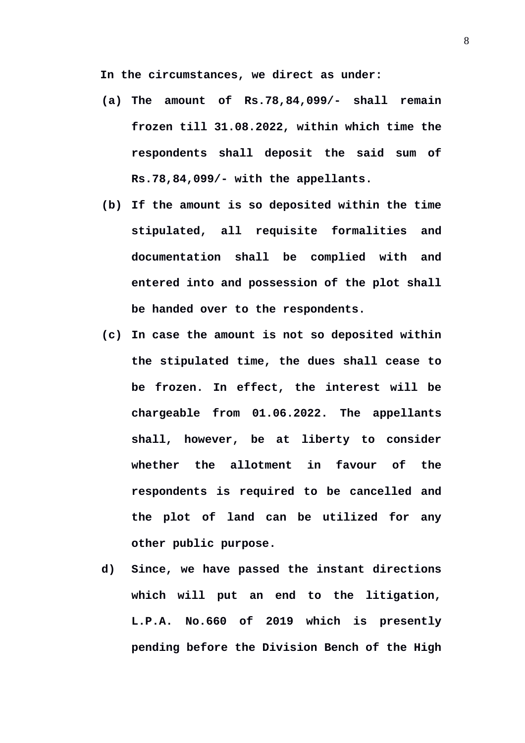**In the circumstances, we direct as under:**

**(a) The amount of Rs.78,84,099/- shall remain frozen till 31.08.2022, within which time the respondents shall deposit the said sum of Rs.78,84,099/- with the appellants.**

**(b) If the amount is so deposited within the time stipulated, all requisite formalities and documentation shall be complied with and entered into and possession of the plot shall be handed over to the respondents.**

**(c) In case the amount is not so deposited within the stipulated time, the dues shall cease to be frozen. In effect, the interest will be chargeable from 01.06.2022. The appellants shall, however, be at liberty to consider whether the allotment in favour of the respondents is required to be cancelled and the plot of land can be utilized for any other public purpose.**

**d) Since, we have passed the instant directions which will put an end to the litigation, L.P.A. No.660 of 2019 which is presently pending before the Division Bench of the High**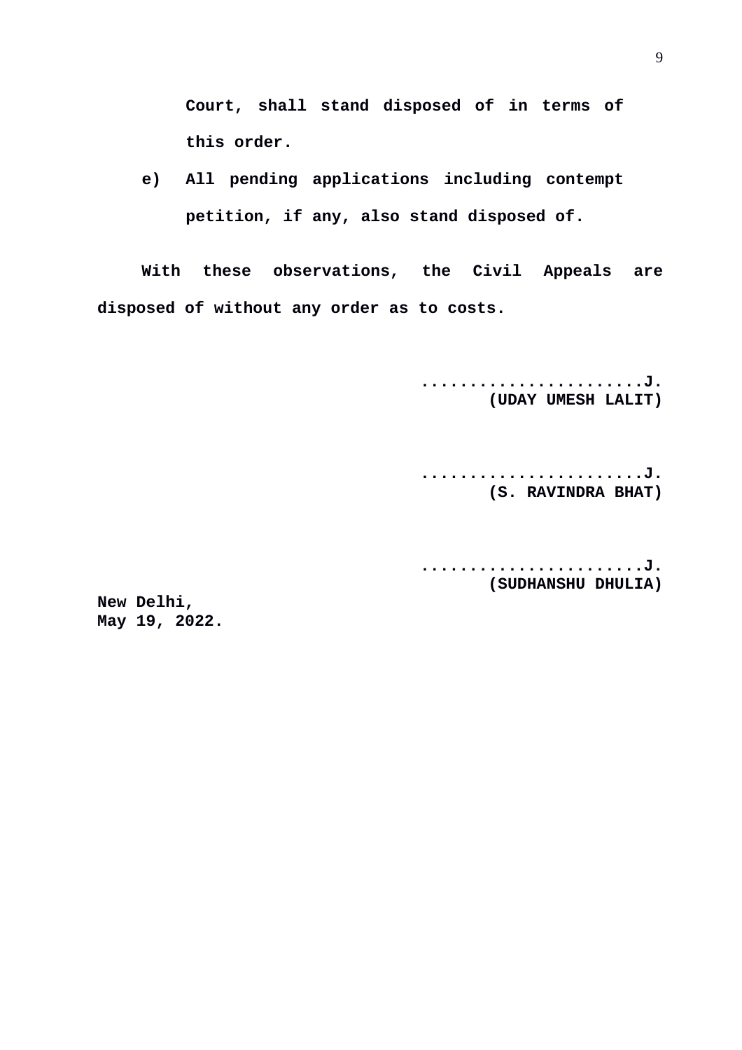Court, shall stand disposed of in terms of this order.

e) All pending applications including contempt petition, if any, also stand disposed of.

With these observations, the Civil Appeals are disposed of without any order as to costs.

......................J.
(UDAY UMESH LALIT)

......................J.
(S. RAVINDRA BHAT)

......................J.
(SUDHANSHU DHULIA)

New Delhi,
May 19, 2022.